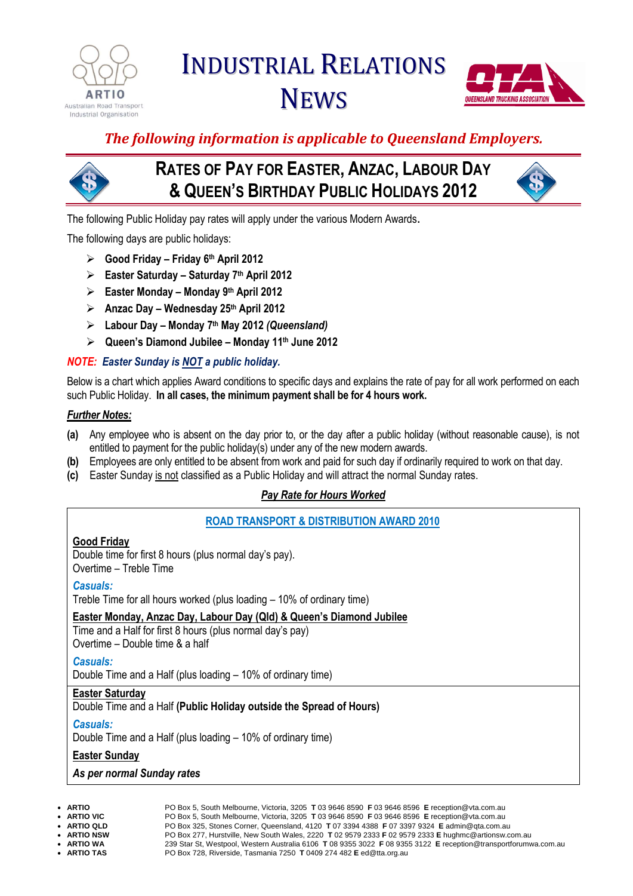# INDUSTRIAL RELATIONS NEWS

ARTIO Australian Road Transport Industrial Organisation

QTA QUEENSLAND TRUCKING ASSOCIATION

***The following information is applicable to Queensland Employers.***

## RATES OF PAY FOR EASTER, ANZAC, LABOUR DAY & QUEEN'S BIRTHDAY PUBLIC HOLIDAYS 2012

The following Public Holiday pay rates will apply under the various Modern Awards.

The following days are public holidays:

- **Good Friday – Friday 6th April 2012**
- **Easter Saturday – Saturday 7th April 2012**
- **Easter Monday – Monday 9th April 2012**
- **Anzac Day – Wednesday 25th April 2012**
- **Labour Day – Monday 7th May 2012 *(Queensland)***
- **Queen's Diamond Jubilee – Monday 11th June 2012**

***NOTE: Easter Sunday is NOT a public holiday.***

Below is a chart which applies Award conditions to specific days and explains the rate of pay for all work performed on each such Public Holiday. **In all cases, the minimum payment shall be for 4 hours work.**

***Further Notes:***

**(a)** Any employee who is absent on the day prior to, or the day after a public holiday (without reasonable cause), is not entitled to payment for the public holiday(s) under any of the new modern awards.

**(b)** Employees are only entitled to be absent from work and paid for such day if ordinarily required to work on that day.

**(c)** Easter Sunday is not classified as a Public Holiday and will attract the normal Sunday rates.

***Pay Rate for Hours Worked***

**ROAD TRANSPORT & DISTRIBUTION AWARD 2010**

**Good Friday**
Double time for first 8 hours (plus normal day's pay).
Overtime – Treble Time

***Casuals:***
Treble Time for all hours worked (plus loading – 10% of ordinary time)

**Easter Monday, Anzac Day, Labour Day (Qld) & Queen's Diamond Jubilee**
Time and a Half for first 8 hours (plus normal day's pay)
Overtime – Double time & a half

***Casuals:***
Double Time and a Half (plus loading – 10% of ordinary time)

**Easter Saturday**
Double Time and a Half **(Public Holiday outside the Spread of Hours)**

***Casuals:***
Double Time and a Half (plus loading – 10% of ordinary time)

**Easter Sunday**
***As per normal Sunday rates***

- **ARTIO** PO Box 5, South Melbourne, Victoria, 3205 **T** 03 9646 8590 **F** 03 9646 8596 **E** reception@vta.com.au
- **ARTIO VIC** PO Box 5, South Melbourne, Victoria, 3205 **T** 03 9646 8590 **F** 03 9646 8596 **E** reception@vta.com.au
- **ARTIO QLD** PO Box 325, Stones Corner, Queensland, 4120 **T** 07 3394 4388 **F** 07 3397 9324 **E** admin@qta.com.au
- **ARTIO NSW** PO Box 277, Hurstville, New South Wales, 2220 **T** 02 9579 2333 **F** 02 9579 2333 **E** hughmc@artionsw.com.au
- **ARTIO WA** 239 Star St, Westpool, Western Australia 6106 **T** 08 9355 3022 **F** 08 9355 3122 **E** reception@transportforumwa.com.au
- **ARTIO TAS** PO Box 728, Riverside, Tasmania 7250 **T** 0409 274 482 **E** ed@tta.org.au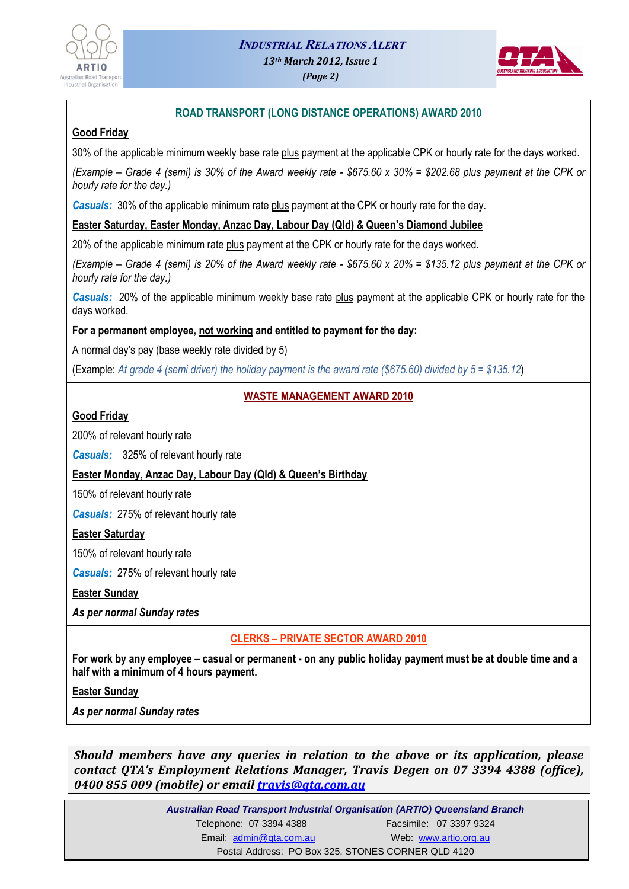## ROAD TRANSPORT (LONG DISTANCE OPERATIONS) AWARD 2010

**Good Friday**

30% of the applicable minimum weekly base rate plus payment at the applicable CPK or hourly rate for the days worked.

*(Example – Grade 4 (semi) is 30% of the Award weekly rate - $675.60 x 30% = $202.68 plus payment at the CPK or hourly rate for the day.)*

***Casuals:*** 30% of the applicable minimum rate plus payment at the CPK or hourly rate for the day.

**Easter Saturday, Easter Monday, Anzac Day, Labour Day (Qld) & Queen's Diamond Jubilee**

20% of the applicable minimum rate plus payment at the CPK or hourly rate for the days worked.

*(Example – Grade 4 (semi) is 20% of the Award weekly rate - $675.60 x 20% = $135.12 plus payment at the CPK or hourly rate for the day.)*

***Casuals:*** 20% of the applicable minimum weekly base rate plus payment at the applicable CPK or hourly rate for the days worked.

**For a permanent employee, not working and entitled to payment for the day:**

A normal day's pay (base weekly rate divided by 5)

(Example: *At grade 4 (semi driver) the holiday payment is the award rate ($675.60) divided by 5 = $135.12*)

## WASTE MANAGEMENT AWARD 2010

**Good Friday**

200% of relevant hourly rate

***Casuals:*** 325% of relevant hourly rate

**Easter Monday, Anzac Day, Labour Day (Qld) & Queen's Birthday**

150% of relevant hourly rate

***Casuals:*** 275% of relevant hourly rate

**Easter Saturday**

150% of relevant hourly rate

***Casuals:*** 275% of relevant hourly rate

**Easter Sunday**

***As per normal Sunday rates***

## CLERKS – PRIVATE SECTOR AWARD 2010

**For work by any employee – casual or permanent - on any public holiday payment must be at double time and a half with a minimum of 4 hours payment.**

**Easter Sunday**

***As per normal Sunday rates***

***Should members have any queries in relation to the above or its application, please contact QTA's Employment Relations Manager, Travis Degen on 07 3394 4388 (office), 0400 855 009 (mobile) or email travis@qta.com.au***

**Australian Road Transport Industrial Organisation (ARTIO) Queensland Branch**

Telephone: 07 3394 4388 Facsimile: 07 3397 9324

Email: admin@qta.com.au Web: www.artio.org.au

Postal Address: PO Box 325, STONES CORNER QLD 4120